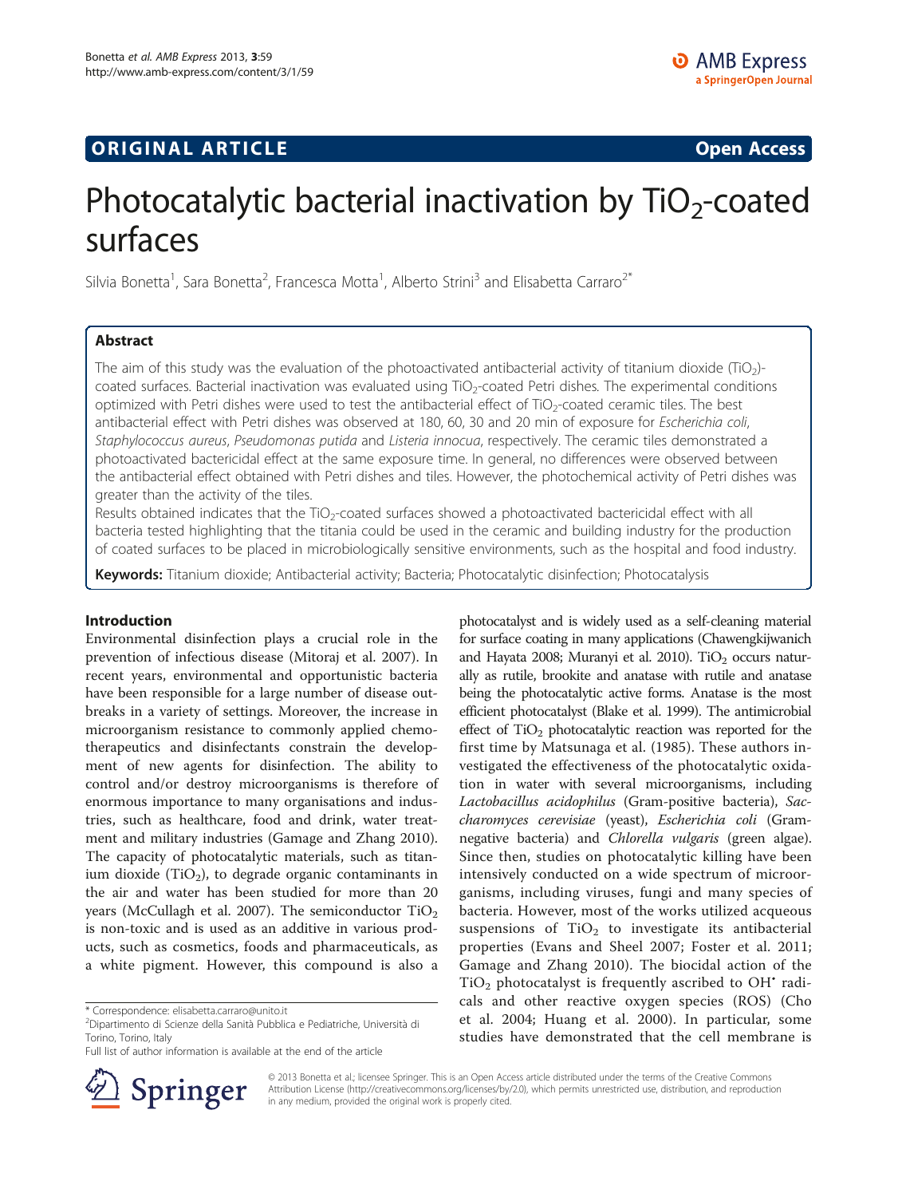**ORIGINAL ARTICLE** **Open Access**

# Photocatalytic bacterial inactivation by $TiO_2$-coated surfaces

Silvia Bonetta[1], Sara Bonetta[2], Francesca Motta[1], Alberto Strini[3] and Elisabetta Carraro[2*]

## Abstract

The aim of this study was the evaluation of the photoactivated antibacterial activity of titanium dioxide ($TiO_2$)-coated surfaces. Bacterial inactivation was evaluated using $TiO_2$-coated Petri dishes. The experimental conditions optimized with Petri dishes were used to test the antibacterial effect of $TiO_2$-coated ceramic tiles. The best antibacterial effect with Petri dishes was observed at 180, 60, 30 and 20 min of exposure for *Escherichia coli*, *Staphylococcus aureus*, *Pseudomonas putida* and *Listeria innocua*, respectively. The ceramic tiles demonstrated a photoactivated bactericidal effect at the same exposure time. In general, no differences were observed between the antibacterial effect obtained with Petri dishes and tiles. However, the photochemical activity of Petri dishes was greater than the activity of the tiles.

Results obtained indicates that the $TiO_2$-coated surfaces showed a photoactivated bactericidal effect with all bacteria tested highlighting that the titania could be used in the ceramic and building industry for the production of coated surfaces to be placed in microbiologically sensitive environments, such as the hospital and food industry.

**Keywords:** Titanium dioxide; Antibacterial activity; Bacteria; Photocatalytic disinfection; Photocatalysis

## Introduction

Environmental disinfection plays a crucial role in the prevention of infectious disease (Mitoraj et al. 2007). In recent years, environmental and opportunistic bacteria have been responsible for a large number of disease outbreaks in a variety of settings. Moreover, the increase in microorganism resistance to commonly applied chemotherapeutics and disinfectants constrain the development of new agents for disinfection. The ability to control and/or destroy microorganisms is therefore of enormous importance to many organisations and industries, such as healthcare, food and drink, water treatment and military industries (Gamage and Zhang 2010). The capacity of photocatalytic materials, such as titanium dioxide ($TiO_2$), to degrade organic contaminants in the air and water has been studied for more than 20 years (McCullagh et al. 2007). The semiconductor $TiO_2$ is non-toxic and is used as an additive in various products, such as cosmetics, foods and pharmaceuticals, as a white pigment. However, this compound is also a photocatalyst and is widely used as a self-cleaning material for surface coating in many applications (Chawengkijwanich and Hayata 2008; Muranyi et al. 2010). $TiO_2$ occurs naturally as rutile, brookite and anatase with rutile and anatase being the photocatalytic active forms. Anatase is the most efficient photocatalyst (Blake et al. 1999). The antimicrobial effect of $TiO_2$ photocatalytic reaction was reported for the first time by Matsunaga et al. (1985). These authors investigated the effectiveness of the photocatalytic oxidation in water with several microorganisms, including *Lactobacillus acidophilus* (Gram-positive bacteria), *Saccharomyces cerevisiae* (yeast), *Escherichia coli* (Gram-negative bacteria) and *Chlorella vulgaris* (green algae). Since then, studies on photocatalytic killing have been intensively conducted on a wide spectrum of microorganisms, including viruses, fungi and many species of bacteria. However, most of the works utilized acqueous suspensions of $TiO_2$ to investigate its antibacterial properties (Evans and Sheel 2007; Foster et al. 2011; Gamage and Zhang 2010). The biocidal action of the $TiO_2$ photocatalyst is frequently ascribed to $OH^{\bullet}$ radicals and other reactive oxygen species (ROS) (Cho et al. 2004; Huang et al. 2000). In particular, some studies have demonstrated that the cell membrane is

\* Correspondence: elisabetta.carraro@unito.it
[2]Dipartimento di Scienze della Sanità Pubblica e Pediatriche, Università di Torino, Torino, Italy
Full list of author information is available at the end of the article

© 2013 Bonetta et al.; licensee Springer. This is an Open Access article distributed under the terms of the Creative Commons Attribution License (http://creativecommons.org/licenses/by/2.0), which permits unrestricted use, distribution, and reproduction in any medium, provided the original work is properly cited.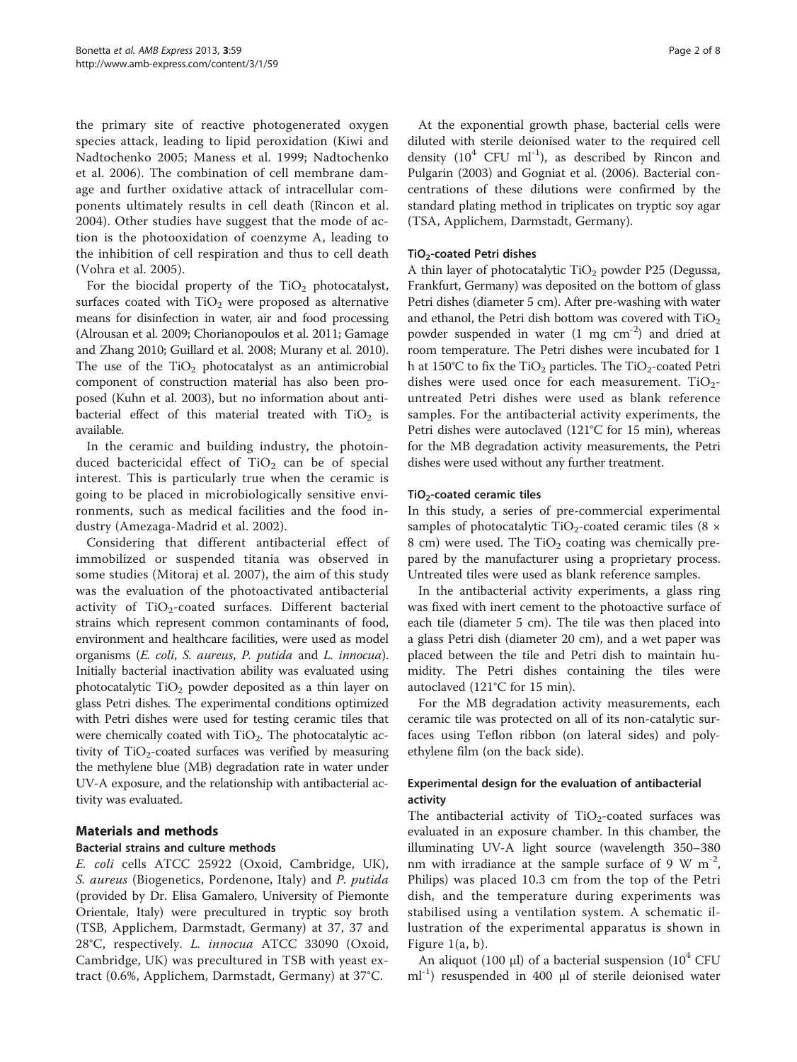the primary site of reactive photogenerated oxygen species attack, leading to lipid peroxidation (Kiwi and Nadtochenko 2005; Maness et al. 1999; Nadtochenko et al. 2006). The combination of cell membrane damage and further oxidative attack of intracellular components ultimately results in cell death (Rincon et al. 2004). Other studies have suggest that the mode of action is the photooxidation of coenzyme A, leading to the inhibition of cell respiration and thus to cell death (Vohra et al. 2005).

For the biocidal property of the $TiO_2$ photocatalyst, surfaces coated with $TiO_2$ were proposed as alternative means for disinfection in water, air and food processing (Alrousan et al. 2009; Chorianopoulos et al. 2011; Gamage and Zhang 2010; Guillard et al. 2008; Murany et al. 2010). The use of the $TiO_2$ photocatalyst as an antimicrobial component of construction material has also been proposed (Kuhn et al. 2003), but no information about antibacterial effect of this material treated with $TiO_2$ is available.

In the ceramic and building industry, the photoinduced bactericidal effect of $TiO_2$ can be of special interest. This is particularly true when the ceramic is going to be placed in microbiologically sensitive environments, such as medical facilities and the food industry (Amezaga-Madrid et al. 2002).

Considering that different antibacterial effect of immobilized or suspended titania was observed in some studies (Mitoraj et al. 2007), the aim of this study was the evaluation of the photoactivated antibacterial activity of $TiO_2$-coated surfaces. Different bacterial strains which represent common contaminants of food, environment and healthcare facilities, were used as model organisms (*E. coli*, *S. aureus*, *P. putida* and *L. innocua*). Initially bacterial inactivation ability was evaluated using photocatalytic $TiO_2$ powder deposited as a thin layer on glass Petri dishes. The experimental conditions optimized with Petri dishes were used for testing ceramic tiles that were chemically coated with $TiO_2$. The photocatalytic activity of $TiO_2$-coated surfaces was verified by measuring the methylene blue (MB) degradation rate in water under UV-A exposure, and the relationship with antibacterial activity was evaluated.

## Materials and methods

### Bacterial strains and culture methods

*E. coli* cells ATCC 25922 (Oxoid, Cambridge, UK), *S. aureus* (Biogenetics, Pordenone, Italy) and *P. putida* (provided by Dr. Elisa Gamalero, University of Piemonte Orientale, Italy) were precultured in tryptic soy broth (TSB, Applichem, Darmstadt, Germany) at 37, 37 and 28°C, respectively. *L. innocua* ATCC 33090 (Oxoid, Cambridge, UK) was precultured in TSB with yeast extract (0.6%, Applichem, Darmstadt, Germany) at 37°C.

At the exponential growth phase, bacterial cells were diluted with sterile deionised water to the required cell density ($10^4$ CFU ml$^{-1}$), as described by Rincon and Pulgarin (2003) and Gogniat et al. (2006). Bacterial concentrations of these dilutions were confirmed by the standard plating method in triplicates on tryptic soy agar (TSA, Applichem, Darmstadt, Germany).

### $TiO_2$-coated Petri dishes

A thin layer of photocatalytic $TiO_2$ powder P25 (Degussa, Frankfurt, Germany) was deposited on the bottom of glass Petri dishes (diameter 5 cm). After pre-washing with water and ethanol, the Petri dish bottom was covered with $TiO_2$ powder suspended in water (1 mg cm$^{-2}$) and dried at room temperature. The Petri dishes were incubated for 1 h at 150°C to fix the $TiO_2$ particles. The $TiO_2$-coated Petri dishes were used once for each measurement. $TiO_2$-untreated Petri dishes were used as blank reference samples. For the antibacterial activity experiments, the Petri dishes were autoclaved (121°C for 15 min), whereas for the MB degradation activity measurements, the Petri dishes were used without any further treatment.

### $TiO_2$-coated ceramic tiles

In this study, a series of pre-commercial experimental samples of photocatalytic $TiO_2$-coated ceramic tiles (8 × 8 cm) were used. The $TiO_2$ coating was chemically prepared by the manufacturer using a proprietary process. Untreated tiles were used as blank reference samples.

In the antibacterial activity experiments, a glass ring was fixed with inert cement to the photoactive surface of each tile (diameter 5 cm). The tile was then placed into a glass Petri dish (diameter 20 cm), and a wet paper was placed between the tile and Petri dish to maintain humidity. The Petri dishes containing the tiles were autoclaved (121°C for 15 min).

For the MB degradation activity measurements, each ceramic tile was protected on all of its non-catalytic surfaces using Teflon ribbon (on lateral sides) and polyethylene film (on the back side).

### Experimental design for the evaluation of antibacterial activity

The antibacterial activity of $TiO_2$-coated surfaces was evaluated in an exposure chamber. In this chamber, the illuminating UV-A light source (wavelength 350–380 nm with irradiance at the sample surface of 9 W m$^{-2}$, Philips) was placed 10.3 cm from the top of the Petri dish, and the temperature during experiments was stabilised using a ventilation system. A schematic illustration of the experimental apparatus is shown in Figure 1(a, b).

An aliquot (100 μl) of a bacterial suspension ($10^4$ CFU ml$^{-1}$) resuspended in 400 μl of sterile deionised water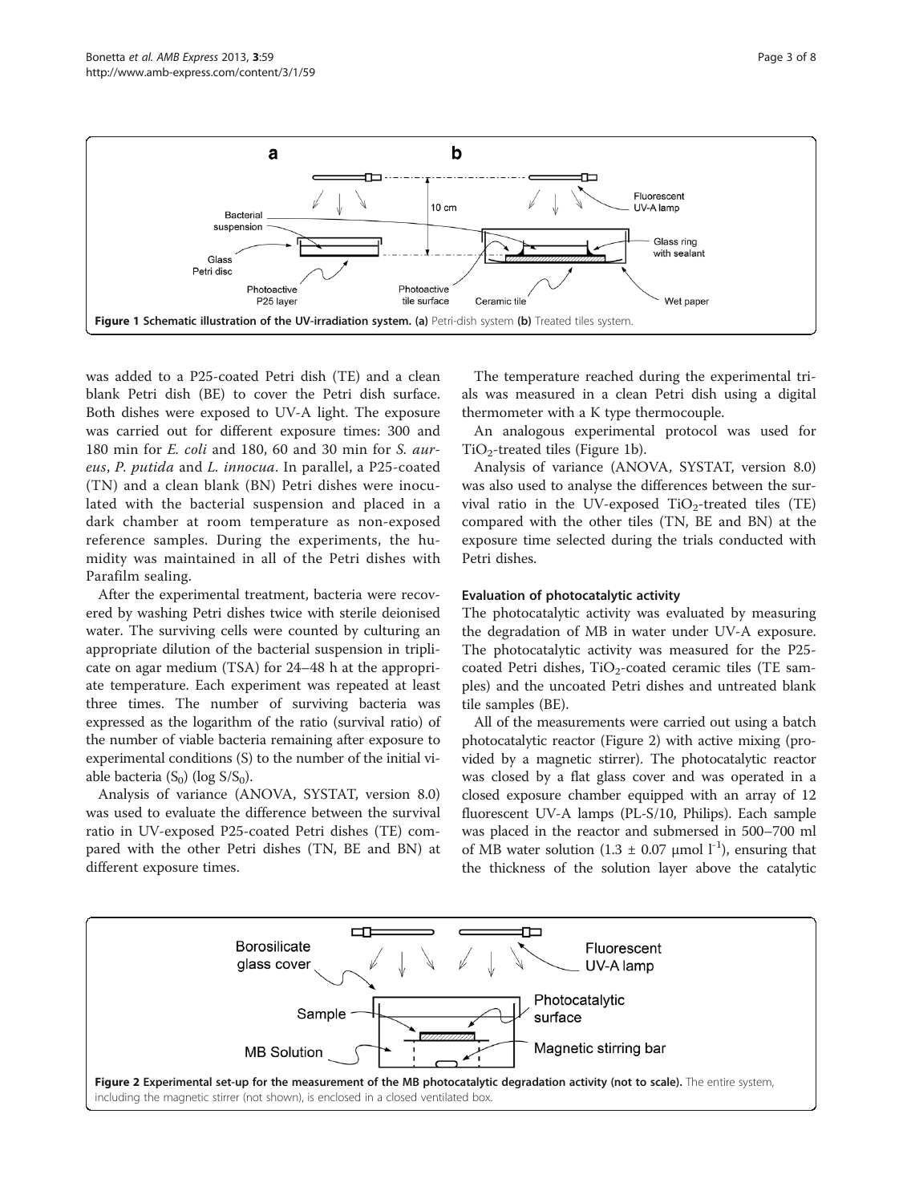Figure 1 Schematic illustration of the UV-irradiation system. (a) Petri-dish system (b) Treated tiles system.

was added to a P25-coated Petri dish (TE) and a clean blank Petri dish (BE) to cover the Petri dish surface. Both dishes were exposed to UV-A light. The exposure was carried out for different exposure times: 300 and 180 min for *E. coli* and 180, 60 and 30 min for *S. aureus*, *P. putida* and *L. innocua*. In parallel, a P25-coated (TN) and a clean blank (BN) Petri dishes were inoculated with the bacterial suspension and placed in a dark chamber at room temperature as non-exposed reference samples. During the experiments, the humidity was maintained in all of the Petri dishes with Parafilm sealing.

After the experimental treatment, bacteria were recovered by washing Petri dishes twice with sterile deionised water. The surviving cells were counted by culturing an appropriate dilution of the bacterial suspension in triplicate on agar medium (TSA) for 24–48 h at the appropriate temperature. Each experiment was repeated at least three times. The number of surviving bacteria was expressed as the logarithm of the ratio (survival ratio) of the number of viable bacteria remaining after exposure to experimental conditions (S) to the number of the initial viable bacteria ($S_0$) ($\log S/S_0$).

Analysis of variance (ANOVA, SYSTAT, version 8.0) was used to evaluate the difference between the survival ratio in UV-exposed P25-coated Petri dishes (TE) compared with the other Petri dishes (TN, BE and BN) at different exposure times.

The temperature reached during the experimental trials was measured in a clean Petri dish using a digital thermometer with a K type thermocouple.

An analogous experimental protocol was used for $TiO_2$-treated tiles (Figure 1b).

Analysis of variance (ANOVA, SYSTAT, version 8.0) was also used to analyse the differences between the survival ratio in the UV-exposed $TiO_2$-treated tiles (TE) compared with the other tiles (TN, BE and BN) at the exposure time selected during the trials conducted with Petri dishes.

### Evaluation of photocatalytic activity

The photocatalytic activity was evaluated by measuring the degradation of MB in water under UV-A exposure. The photocatalytic activity was measured for the P25-coated Petri dishes, $TiO_2$-coated ceramic tiles (TE samples) and the uncoated Petri dishes and untreated blank tile samples (BE).

All of the measurements were carried out using a batch photocatalytic reactor (Figure 2) with active mixing (provided by a magnetic stirrer). The photocatalytic reactor was closed by a flat glass cover and was operated in a closed exposure chamber equipped with an array of 12 fluorescent UV-A lamps (PL-S/10, Philips). Each sample was placed in the reactor and submersed in 500–700 ml of MB water solution ($1.3 \pm 0.07$ μmol $l^{-1}$), ensuring that the thickness of the solution layer above the catalytic

Figure 2 Experimental set-up for the measurement of the MB photocatalytic degradation activity (not to scale). The entire system, including the magnetic stirrer (not shown), is enclosed in a closed ventilated box.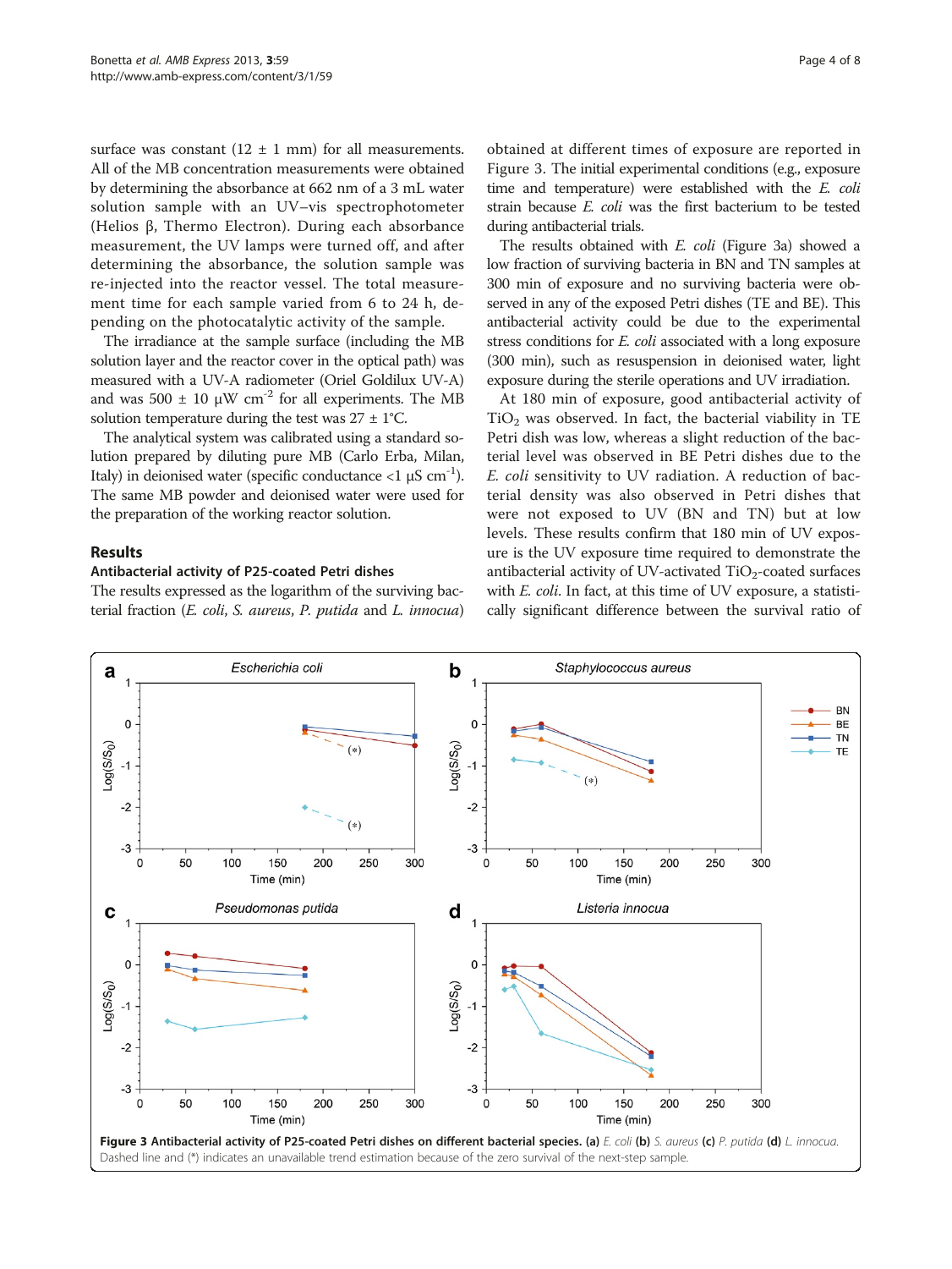surface was constant (12 ± 1 mm) for all measurements. All of the MB concentration measurements were obtained by determining the absorbance at 662 nm of a 3 mL water solution sample with an UV–vis spectrophotometer (Helios β, Thermo Electron). During each absorbance measurement, the UV lamps were turned off, and after determining the absorbance, the solution sample was re-injected into the reactor vessel. The total measurement time for each sample varied from 6 to 24 h, depending on the photocatalytic activity of the sample.

The irradiance at the sample surface (including the MB solution layer and the reactor cover in the optical path) was measured with a UV-A radiometer (Oriel Goldilux UV-A) and was 500 ± 10 μW $cm^{-2}$ for all experiments. The MB solution temperature during the test was 27 ± 1°C.

The analytical system was calibrated using a standard solution prepared by diluting pure MB (Carlo Erba, Milan, Italy) in deionised water (specific conductance <1 μS $cm^{-1}$). The same MB powder and deionised water were used for the preparation of the working reactor solution.

## Results

### Antibacterial activity of P25-coated Petri dishes

The results expressed as the logarithm of the surviving bacterial fraction (*E. coli*, *S. aureus*, *P. putida* and *L. innocua*) obtained at different times of exposure are reported in Figure 3. The initial experimental conditions (e.g., exposure time and temperature) were established with the *E. coli* strain because *E. coli* was the first bacterium to be tested during antibacterial trials.

The results obtained with *E. coli* (Figure 3a) showed a low fraction of surviving bacteria in BN and TN samples at 300 min of exposure and no surviving bacteria were observed in any of the exposed Petri dishes (TE and BE). This antibacterial activity could be due to the experimental stress conditions for *E. coli* associated with a long exposure (300 min), such as resuspension in deionised water, light exposure during the sterile operations and UV irradiation.

At 180 min of exposure, good antibacterial activity of $TiO_2$ was observed. In fact, the bacterial viability in TE Petri dish was low, whereas a slight reduction of the bacterial level was observed in BE Petri dishes due to the *E. coli* sensitivity to UV radiation. A reduction of bacterial density was also observed in Petri dishes that were not exposed to UV (BN and TN) but at low levels. These results confirm that 180 min of UV exposure is the UV exposure time required to demonstrate the antibacterial activity of UV-activated $TiO_2$-coated surfaces with *E. coli*. In fact, at this time of UV exposure, a statistically significant difference between the survival ratio of

**Figure 3 Antibacterial activity of P25-coated Petri dishes on different bacterial species. (a)** *E. coli* **(b)** *S. aureus* **(c)** *P. putida* **(d)** *L. innocua*. Dashed line and (*) indicates an unavailable trend estimation because of the zero survival of the next-step sample.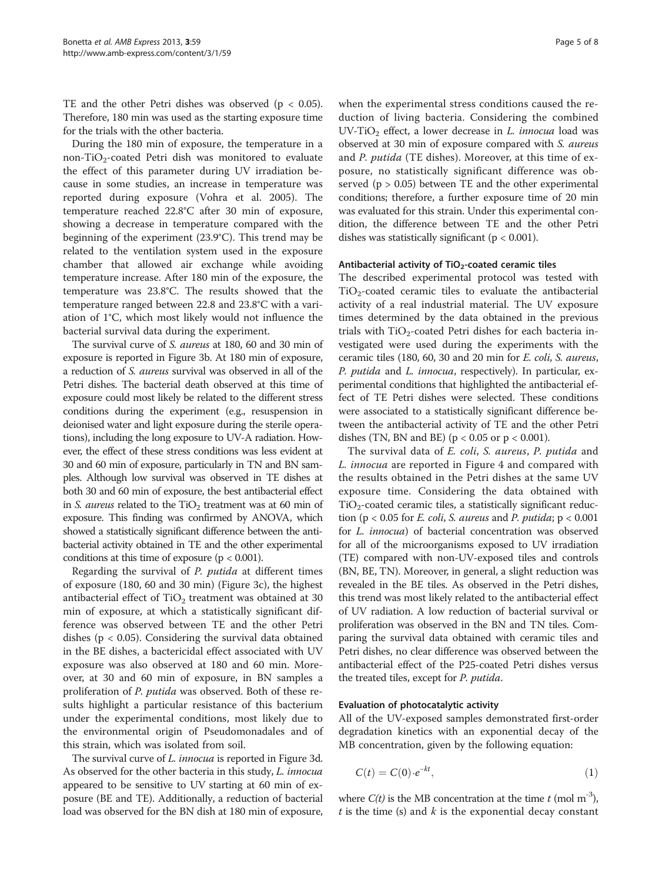TE and the other Petri dishes was observed ($p < 0.05$). Therefore, 180 min was used as the starting exposure time for the trials with the other bacteria.

During the 180 min of exposure, the temperature in a non-$TiO_2$-coated Petri dish was monitored to evaluate the effect of this parameter during UV irradiation because in some studies, an increase in temperature was reported during exposure (Vohra et al. 2005). The temperature reached 22.8°C after 30 min of exposure, showing a decrease in temperature compared with the beginning of the experiment (23.9°C). This trend may be related to the ventilation system used in the exposure chamber that allowed air exchange while avoiding temperature increase. After 180 min of the exposure, the temperature was 23.8°C. The results showed that the temperature ranged between 22.8 and 23.8°C with a variation of 1°C, which most likely would not influence the bacterial survival data during the experiment.

The survival curve of *S. aureus* at 180, 60 and 30 min of exposure is reported in Figure 3b. At 180 min of exposure, a reduction of *S. aureus* survival was observed in all of the Petri dishes. The bacterial death observed at this time of exposure could most likely be related to the different stress conditions during the experiment (e.g., resuspension in deionised water and light exposure during the sterile operations), including the long exposure to UV-A radiation. However, the effect of these stress conditions was less evident at 30 and 60 min of exposure, particularly in TN and BN samples. Although low survival was observed in TE dishes at both 30 and 60 min of exposure, the best antibacterial effect in *S. aureus* related to the $TiO_2$ treatment was at 60 min of exposure. This finding was confirmed by ANOVA, which showed a statistically significant difference between the antibacterial activity obtained in TE and the other experimental conditions at this time of exposure ($p < 0.001$).

Regarding the survival of *P. putida* at different times of exposure (180, 60 and 30 min) (Figure 3c), the highest antibacterial effect of $TiO_2$ treatment was obtained at 30 min of exposure, at which a statistically significant difference was observed between TE and the other Petri dishes ($p < 0.05$). Considering the survival data obtained in the BE dishes, a bactericidal effect associated with UV exposure was also observed at 180 and 60 min. Moreover, at 30 and 60 min of exposure, in BN samples a proliferation of *P. putida* was observed. Both of these results highlight a particular resistance of this bacterium under the experimental conditions, most likely due to the environmental origin of Pseudomonadales and of this strain, which was isolated from soil.

The survival curve of *L. innocua* is reported in Figure 3d. As observed for the other bacteria in this study, *L. innocua* appeared to be sensitive to UV starting at 60 min of exposure (BE and TE). Additionally, a reduction of bacterial load was observed for the BN dish at 180 min of exposure, when the experimental stress conditions caused the reduction of living bacteria. Considering the combined UV-$TiO_2$ effect, a lower decrease in *L. innocua* load was observed at 30 min of exposure compared with *S. aureus* and *P. putida* (TE dishes). Moreover, at this time of exposure, no statistically significant difference was observed ($p > 0.05$) between TE and the other experimental conditions; therefore, a further exposure time of 20 min was evaluated for this strain. Under this experimental condition, the difference between TE and the other Petri dishes was statistically significant ($p < 0.001$).

#### Antibacterial activity of $TiO_2$-coated ceramic tiles

The described experimental protocol was tested with $TiO_2$-coated ceramic tiles to evaluate the antibacterial activity of a real industrial material. The UV exposure times determined by the data obtained in the previous trials with $TiO_2$-coated Petri dishes for each bacteria investigated were used during the experiments with the ceramic tiles (180, 60, 30 and 20 min for *E. coli*, *S. aureus*, *P. putida* and *L. innocua*, respectively). In particular, experimental conditions that highlighted the antibacterial effect of TE Petri dishes were selected. These conditions were associated to a statistically significant difference between the antibacterial activity of TE and the other Petri dishes (TN, BN and BE) ($p < 0.05$ or $p < 0.001$).

The survival data of *E. coli*, *S. aureus*, *P. putida* and *L. innocua* are reported in Figure 4 and compared with the results obtained in the Petri dishes at the same UV exposure time. Considering the data obtained with $TiO_2$-coated ceramic tiles, a statistically significant reduction ($p < 0.05$ for *E. coli*, *S. aureus* and *P. putida*; $p < 0.001$ for *L. innocua*) of bacterial concentration was observed for all of the microorganisms exposed to UV irradiation (TE) compared with non-UV-exposed tiles and controls (BN, BE, TN). Moreover, in general, a slight reduction was revealed in the BE tiles. As observed in the Petri dishes, this trend was most likely related to the antibacterial effect of UV radiation. A low reduction of bacterial survival or proliferation was observed in the BN and TN tiles. Comparing the survival data obtained with ceramic tiles and Petri dishes, no clear difference was observed between the antibacterial effect of the P25-coated Petri dishes versus the treated tiles, except for *P. putida*.

#### Evaluation of photocatalytic activity

All of the UV-exposed samples demonstrated first-order degradation kinetics with an exponential decay of the MB concentration, given by the following equation:

$$C(t) = C(0) \cdot e^{-kt}, \quad (1)$$

where $C(t)$ is the MB concentration at the time $t$ (mol $m^{-3}$), $t$ is the time (s) and $k$ is the exponential decay constant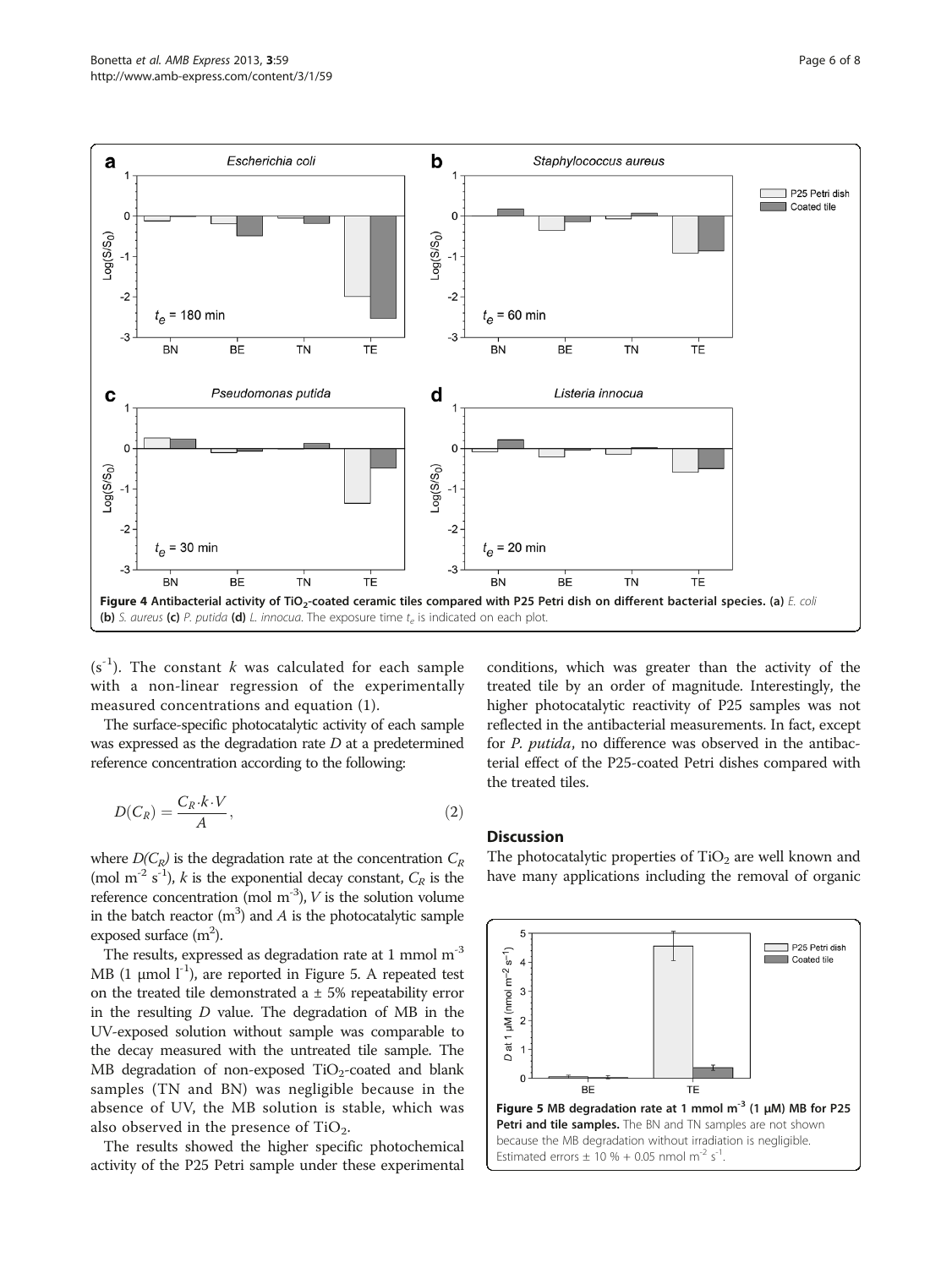Figure 4 Antibacterial activity of $TiO_2$-coated ceramic tiles compared with P25 Petri dish on different bacterial species. (a) *E. coli* (b) *S. aureus* (c) *P. putida* (d) *L. innocua*. The exposure time $t_e$ is indicated on each plot.

($s^{-1}$). The constant $k$ was calculated for each sample with a non-linear regression of the experimentally measured concentrations and equation (1).

The surface-specific photocatalytic activity of each sample was expressed as the degradation rate $D$ at a predetermined reference concentration according to the following:

$$D(C_R) = \frac{C_R \cdot k \cdot V}{A}, \tag{2}$$

where $D(C_R)$ is the degradation rate at the concentration $C_R$ (mol $m^{-2}$ $s^{-1}$), $k$ is the exponential decay constant, $C_R$ is the reference concentration (mol $m^{-3}$), $V$ is the solution volume in the batch reactor ($m^3$) and $A$ is the photocatalytic sample exposed surface ($m^2$).

The results, expressed as degradation rate at 1 mmol $m^{-3}$ MB (1 μmol $l^{-1}$), are reported in Figure 5. A repeated test on the treated tile demonstrated a ± 5% repeatability error in the resulting $D$ value. The degradation of MB in the UV-exposed solution without sample was comparable to the decay measured with the untreated tile sample. The MB degradation of non-exposed $TiO_2$-coated and blank samples (TN and BN) was negligible because in the absence of UV, the MB solution is stable, which was also observed in the presence of $TiO_2$.

The results showed the higher specific photochemical activity of the P25 Petri sample under these experimental conditions, which was greater than the activity of the treated tile by an order of magnitude. Interestingly, the higher photocatalytic reactivity of P25 samples was not reflected in the antibacterial measurements. In fact, except for *P. putida*, no difference was observed in the antibacterial effect of the P25-coated Petri dishes compared with the treated tiles.

## Discussion

The photocatalytic properties of $TiO_2$ are well known and have many applications including the removal of organic

Figure 5 MB degradation rate at 1 mmol $m^{-3}$ (1 μM) MB for P25 Petri and tile samples. The BN and TN samples are not shown because the MB degradation without irradiation is negligible. Estimated errors ± 10 % + 0.05 nmol $m^{-2}$ $s^{-1}$.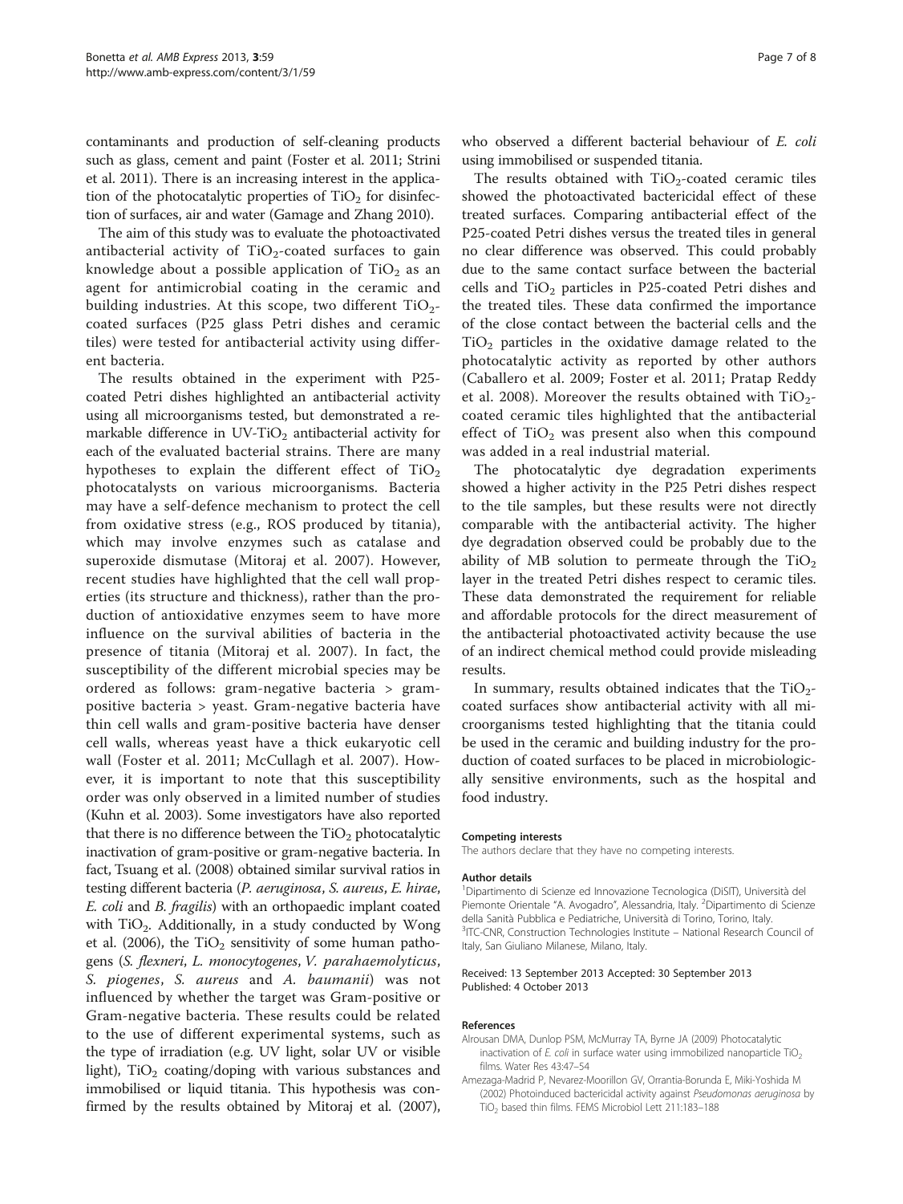contaminants and production of self-cleaning products such as glass, cement and paint (Foster et al. 2011; Strini et al. 2011). There is an increasing interest in the application of the photocatalytic properties of $TiO_2$ for disinfection of surfaces, air and water (Gamage and Zhang 2010).

The aim of this study was to evaluate the photoactivated antibacterial activity of $TiO_2$-coated surfaces to gain knowledge about a possible application of $TiO_2$ as an agent for antimicrobial coating in the ceramic and building industries. At this scope, two different $TiO_2$-coated surfaces (P25 glass Petri dishes and ceramic tiles) were tested for antibacterial activity using different bacteria.

The results obtained in the experiment with P25-coated Petri dishes highlighted an antibacterial activity using all microorganisms tested, but demonstrated a remarkable difference in UV-$TiO_2$ antibacterial activity for each of the evaluated bacterial strains. There are many hypotheses to explain the different effect of $TiO_2$ photocatalysts on various microorganisms. Bacteria may have a self-defence mechanism to protect the cell from oxidative stress (e.g., ROS produced by titania), which may involve enzymes such as catalase and superoxide dismutase (Mitoraj et al. 2007). However, recent studies have highlighted that the cell wall properties (its structure and thickness), rather than the production of antioxidative enzymes seem to have more influence on the survival abilities of bacteria in the presence of titania (Mitoraj et al. 2007). In fact, the susceptibility of the different microbial species may be ordered as follows: gram-negative bacteria > gram-positive bacteria > yeast. Gram-negative bacteria have thin cell walls and gram-positive bacteria have denser cell walls, whereas yeast have a thick eukaryotic cell wall (Foster et al. 2011; McCullagh et al. 2007). However, it is important to note that this susceptibility order was only observed in a limited number of studies (Kuhn et al. 2003). Some investigators have also reported that there is no difference between the $TiO_2$ photocatalytic inactivation of gram-positive or gram-negative bacteria. In fact, Tsuang et al. (2008) obtained similar survival ratios in testing different bacteria (*P. aeruginosa*, *S. aureus*, *E. hirae*, *E. coli* and *B. fragilis*) with an orthopaedic implant coated with $TiO_2$. Additionally, in a study conducted by Wong et al. (2006), the $TiO_2$ sensitivity of some human pathogens (*S. flexneri*, *L. monocytogenes*, *V. parahaemolyticus*, *S. piogenes*, *S. aureus* and *A. baumanii*) was not influenced by whether the target was Gram-positive or Gram-negative bacteria. These results could be related to the use of different experimental systems, such as the type of irradiation (e.g. UV light, solar UV or visible light), $TiO_2$ coating/doping with various substances and immobilised or liquid titania. This hypothesis was confirmed by the results obtained by Mitoraj et al. (2007), who observed a different bacterial behaviour of *E. coli* using immobilised or suspended titania.

The results obtained with $TiO_2$-coated ceramic tiles showed the photoactivated bactericidal effect of these treated surfaces. Comparing antibacterial effect of the P25-coated Petri dishes versus the treated tiles in general no clear difference was observed. This could probably due to the same contact surface between the bacterial cells and $TiO_2$ particles in P25-coated Petri dishes and the treated tiles. These data confirmed the importance of the close contact between the bacterial cells and the $TiO_2$ particles in the oxidative damage related to the photocatalytic activity as reported by other authors (Caballero et al. 2009; Foster et al. 2011; Pratap Reddy et al. 2008). Moreover the results obtained with $TiO_2$-coated ceramic tiles highlighted that the antibacterial effect of $TiO_2$ was present also when this compound was added in a real industrial material.

The photocatalytic dye degradation experiments showed a higher activity in the P25 Petri dishes respect to the tile samples, but these results were not directly comparable with the antibacterial activity. The higher dye degradation observed could be probably due to the ability of MB solution to permeate through the $TiO_2$ layer in the treated Petri dishes respect to ceramic tiles. These data demonstrated the requirement for reliable and affordable protocols for the direct measurement of the antibacterial photoactivated activity because the use of an indirect chemical method could provide misleading results.

In summary, results obtained indicates that the $TiO_2$-coated surfaces show antibacterial activity with all microorganisms tested highlighting that the titania could be used in the ceramic and building industry for the production of coated surfaces to be placed in microbiologically sensitive environments, such as the hospital and food industry.

#### Competing interests

The authors declare that they have no competing interests.

#### Author details

[1]Dipartimento di Scienze ed Innovazione Tecnologica (DiSIT), Università del Piemonte Orientale "A. Avogadro", Alessandria, Italy. [2]Dipartimento di Scienze della Sanità Pubblica e Pediatriche, Università di Torino, Torino, Italy. [3]ITC-CNR, Construction Technologies Institute – National Research Council of Italy, San Giuliano Milanese, Milano, Italy.

Received: 13 September 2013 Accepted: 30 September 2013
Published: 4 October 2013

#### References

Alrousan DMA, Dunlop PSM, McMurray TA, Byrne JA (2009) Photocatalytic inactivation of *E. coli* in surface water using immobilized nanoparticle $TiO_2$ films. Water Res 43:47–54

Amezaga-Madrid P, Nevarez-Moorillon GV, Orrantia-Borunda E, Miki-Yoshida M (2002) Photoinduced bactericidal activity against *Pseudomonas aeruginosa* by $TiO_2$ based thin films. FEMS Microbiol Lett 211:183–188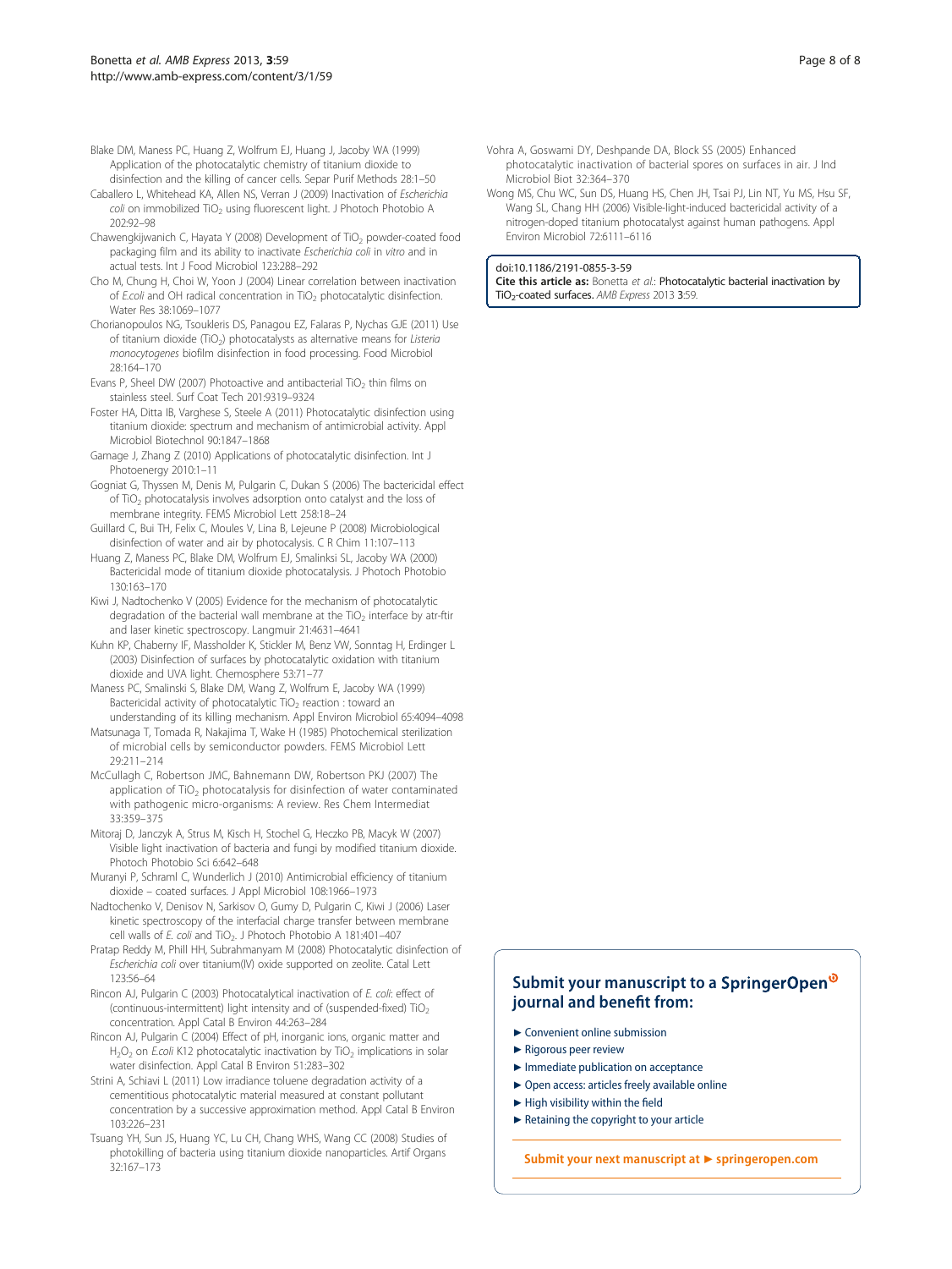Blake DM, Maness PC, Huang Z, Wolfrum EJ, Huang J, Jacoby WA (1999) Application of the photocatalytic chemistry of titanium dioxide to disinfection and the killing of cancer cells. Separ Purif Methods 28:1–50

Caballero L, Whitehead KA, Allen NS, Verran J (2009) Inactivation of *Escherichia coli* on immobilized $TiO_2$ using fluorescent light. J Photoch Photobio A 202:92–98

Chawengkijwanich C, Hayata Y (2008) Development of $TiO_2$ powder-coated food packaging film and its ability to inactivate *Escherichia coli* in *vitro* and in actual tests. Int J Food Microbiol 123:288–292

Cho M, Chung H, Choi W, Yoon J (2004) Linear correlation between inactivation of *E.coli* and OH radical concentration in $TiO_2$ photocatalytic disinfection. Water Res 38:1069–1077

Chorianopoulos NG, Tsoukleris DS, Panagou EZ, Falaras P, Nychas GJE (2011) Use of titanium dioxide ($TiO_2$) photocatalysts as alternative means for *Listeria monocytogenes* biofilm disinfection in food processing. Food Microbiol 28:164–170

Evans P, Sheel DW (2007) Photoactive and antibacterial $TiO_2$ thin films on stainless steel. Surf Coat Tech 201:9319–9324

Foster HA, Ditta IB, Varghese S, Steele A (2011) Photocatalytic disinfection using titanium dioxide: spectrum and mechanism of antimicrobial activity. Appl Microbiol Biotechnol 90:1847–1868

Gamage J, Zhang Z (2010) Applications of photocatalytic disinfection. Int J Photoenergy 2010:1–11

Gogniat G, Thyssen M, Denis M, Pulgarin C, Dukan S (2006) The bactericidal effect of $TiO_2$ photocatalysis involves adsorption onto catalyst and the loss of membrane integrity. FEMS Microbiol Lett 258:18–24

Guillard C, Bui TH, Felix C, Moules V, Lina B, Lejeune P (2008) Microbiological disinfection of water and air by photocalysis. C R Chim 11:107–113

Huang Z, Maness PC, Blake DM, Wolfrum EJ, Smalinksi SL, Jacoby WA (2000) Bactericidal mode of titanium dioxide photocatalysis. J Photoch Photobio 130:163–170

Kiwi J, Nadtochenko V (2005) Evidence for the mechanism of photocatalytic degradation of the bacterial wall membrane at the $TiO_2$ interface by atr-ftir and laser kinetic spectroscopy. Langmuir 21:4631–4641

Kuhn KP, Chaberny IF, Massholder K, Stickler M, Benz VW, Sonntag H, Erdinger L (2003) Disinfection of surfaces by photocatalytic oxidation with titanium dioxide and UVA light. Chemosphere 53:71–77

Maness PC, Smalinski S, Blake DM, Wang Z, Wolfrum E, Jacoby WA (1999) Bactericidal activity of photocatalytic $TiO_2$ reaction : toward an understanding of its killing mechanism. Appl Environ Microbiol 65:4094–4098

Matsunaga T, Tomada R, Nakajima T, Wake H (1985) Photochemical sterilization of microbial cells by semiconductor powders. FEMS Microbiol Lett 29:211–214

McCullagh C, Robertson JMC, Bahnemann DW, Robertson PKJ (2007) The application of $TiO_2$ photocatalysis for disinfection of water contaminated with pathogenic micro-organisms: A review. Res Chem Intermediat 33:359–375

Mitoraj D, Janczyk A, Strus M, Kisch H, Stochel G, Heczko PB, Macyk W (2007) Visible light inactivation of bacteria and fungi by modified titanium dioxide. Photoch Photobio Sci 6:642–648

Muranyi P, Schraml C, Wunderlich J (2010) Antimicrobial efficiency of titanium dioxide – coated surfaces. J Appl Microbiol 108:1966–1973

Nadtochenko V, Denisov N, Sarkisov O, Gumy D, Pulgarin C, Kiwi J (2006) Laser kinetic spectroscopy of the interfacial charge transfer between membrane cell walls of *E. coli* and $TiO_2$. J Photoch Photobio A 181:401–407

Pratap Reddy M, Phill HH, Subrahmanyam M (2008) Photocatalytic disinfection of *Escherichia coli* over titanium(IV) oxide supported on zeolite. Catal Lett 123:56–64

Rincon AJ, Pulgarin C (2003) Photocatalytical inactivation of *E. coli*: effect of (continuous-intermittent) light intensity and of (suspended-fixed) $TiO_2$ concentration. Appl Catal B Environ 44:263–284

Rincon AJ, Pulgarin C (2004) Effect of pH, inorganic ions, organic matter and $H_2O_2$ on *E.coli* K12 photocatalytic inactivation by $TiO_2$ implications in solar water disinfection. Appl Catal B Environ 51:283–302

Strini A, Schiavi L (2011) Low irradiance toluene degradation activity of a cementitious photocatalytic material measured at constant pollutant concentration by a successive approximation method. Appl Catal B Environ 103:226–231

Tsuang YH, Sun JS, Huang YC, Lu CH, Chang WHS, Wang CC (2008) Studies of photokilling of bacteria using titanium dioxide nanoparticles. Artif Organs 32:167–173

Vohra A, Goswami DY, Deshpande DA, Block SS (2005) Enhanced photocatalytic inactivation of bacterial spores on surfaces in air. J Ind Microbiol Biot 32:364–370

Wong MS, Chu WC, Sun DS, Huang HS, Chen JH, Tsai PJ, Lin NT, Yu MS, Hsu SF, Wang SL, Chang HH (2006) Visible-light-induced bactericidal activity of a nitrogen-doped titanium photocatalyst against human pathogens. Appl Environ Microbiol 72:6111–6116

doi:10.1186/2191-0855-3-59

**Cite this article as:** Bonetta *et al.*: Photocatalytic bacterial inactivation by $TiO_2$-coated surfaces. *AMB Express* 2013 **3**:59.

**Submit your manuscript to a SpringerOpen journal and benefit from:**

- ► Convenient online submission
- ► Rigorous peer review
- ► Immediate publication on acceptance
- ► Open access: articles freely available online
- ► High visibility within the field
- ► Retaining the copyright to your article

**Submit your next manuscript at ► springeropen.com**